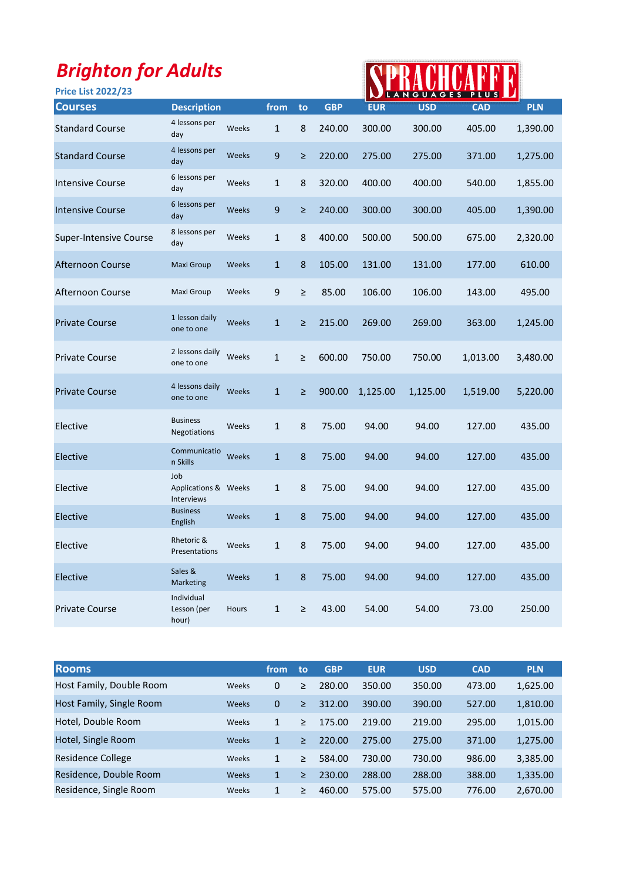# Brighton for Adults

**Price List 2022/23**

SPRACHCAFFE LANGUAGES PLUS

| Courses | Description | | from | to | GBP | EUR | USD | CAD | PLN |
|---|---|---|---|---|---|---|---|---|---|
| Standard Course | 4 lessons per day | Weeks | 1 | 8 | 240.00 | 300.00 | 300.00 | 405.00 | 1,390.00 |
| Standard Course | 4 lessons per day | Weeks | 9 | ≥ | 220.00 | 275.00 | 275.00 | 371.00 | 1,275.00 |
| Intensive Course | 6 lessons per day | Weeks | 1 | 8 | 320.00 | 400.00 | 400.00 | 540.00 | 1,855.00 |
| Intensive Course | 6 lessons per day | Weeks | 9 | ≥ | 240.00 | 300.00 | 300.00 | 405.00 | 1,390.00 |
| Super-Intensive Course | 8 lessons per day | Weeks | 1 | 8 | 400.00 | 500.00 | 500.00 | 675.00 | 2,320.00 |
| Afternoon Course | Maxi Group | Weeks | 1 | 8 | 105.00 | 131.00 | 131.00 | 177.00 | 610.00 |
| Afternoon Course | Maxi Group | Weeks | 9 | ≥ | 85.00 | 106.00 | 106.00 | 143.00 | 495.00 |
| Private Course | 1 lesson daily one to one | Weeks | 1 | ≥ | 215.00 | 269.00 | 269.00 | 363.00 | 1,245.00 |
| Private Course | 2 lessons daily one to one | Weeks | 1 | ≥ | 600.00 | 750.00 | 750.00 | 1,013.00 | 3,480.00 |
| Private Course | 4 lessons daily one to one | Weeks | 1 | ≥ | 900.00 | 1,125.00 | 1,125.00 | 1,519.00 | 5,220.00 |
| Elective | Business Negotiations | Weeks | 1 | 8 | 75.00 | 94.00 | 94.00 | 127.00 | 435.00 |
| Elective | Communication Skills | Weeks | 1 | 8 | 75.00 | 94.00 | 94.00 | 127.00 | 435.00 |
| Elective | Job Applications & Interviews | Weeks | 1 | 8 | 75.00 | 94.00 | 94.00 | 127.00 | 435.00 |
| Elective | Business English | Weeks | 1 | 8 | 75.00 | 94.00 | 94.00 | 127.00 | 435.00 |
| Elective | Rhetoric & Presentations | Weeks | 1 | 8 | 75.00 | 94.00 | 94.00 | 127.00 | 435.00 |
| Elective | Sales & Marketing | Weeks | 1 | 8 | 75.00 | 94.00 | 94.00 | 127.00 | 435.00 |
| Private Course | Individual Lesson (per hour) | Hours | 1 | ≥ | 43.00 | 54.00 | 54.00 | 73.00 | 250.00 |

| Rooms | | from | to | GBP | EUR | USD | CAD | PLN |
|---|---|---|---|---|---|---|---|---|
| Host Family, Double Room | Weeks | 0 | ≥ | 280.00 | 350.00 | 350.00 | 473.00 | 1,625.00 |
| Host Family, Single Room | Weeks | 0 | ≥ | 312.00 | 390.00 | 390.00 | 527.00 | 1,810.00 |
| Hotel, Double Room | Weeks | 1 | ≥ | 175.00 | 219.00 | 219.00 | 295.00 | 1,015.00 |
| Hotel, Single Room | Weeks | 1 | ≥ | 220.00 | 275.00 | 275.00 | 371.00 | 1,275.00 |
| Residence College | Weeks | 1 | ≥ | 584.00 | 730.00 | 730.00 | 986.00 | 3,385.00 |
| Residence, Double Room | Weeks | 1 | ≥ | 230.00 | 288.00 | 288.00 | 388.00 | 1,335.00 |
| Residence, Single Room | Weeks | 1 | ≥ | 460.00 | 575.00 | 575.00 | 776.00 | 2,670.00 |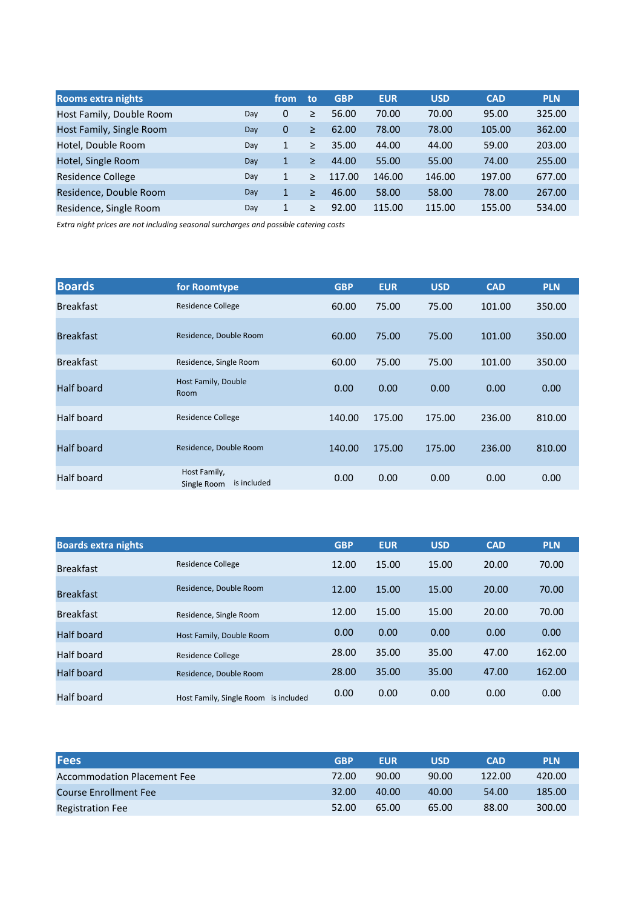| Rooms extra nights | | from | to | GBP | EUR | USD | CAD | PLN |
|---|---|---|---|---|---|---|---|---|
| Host Family, Double Room | Day | 0 | ≥ | 56.00 | 70.00 | 70.00 | 95.00 | 325.00 |
| Host Family, Single Room | Day | 0 | ≥ | 62.00 | 78.00 | 78.00 | 105.00 | 362.00 |
| Hotel, Double Room | Day | 1 | ≥ | 35.00 | 44.00 | 44.00 | 59.00 | 203.00 |
| Hotel, Single Room | Day | 1 | ≥ | 44.00 | 55.00 | 55.00 | 74.00 | 255.00 |
| Residence College | Day | 1 | ≥ | 117.00 | 146.00 | 146.00 | 197.00 | 677.00 |
| Residence, Double Room | Day | 1 | ≥ | 46.00 | 58.00 | 58.00 | 78.00 | 267.00 |
| Residence, Single Room | Day | 1 | ≥ | 92.00 | 115.00 | 115.00 | 155.00 | 534.00 |

*Extra night prices are not including seasonal surcharges and possible catering costs*

| Boards | for Roomtype | GBP | EUR | USD | CAD | PLN |
|---|---|---|---|---|---|---|
| Breakfast | Residence College | 60.00 | 75.00 | 75.00 | 101.00 | 350.00 |
| Breakfast | Residence, Double Room | 60.00 | 75.00 | 75.00 | 101.00 | 350.00 |
| Breakfast | Residence, Single Room | 60.00 | 75.00 | 75.00 | 101.00 | 350.00 |
| Half board | Host Family, Double Room | 0.00 | 0.00 | 0.00 | 0.00 | 0.00 |
| Half board | Residence College | 140.00 | 175.00 | 175.00 | 236.00 | 810.00 |
| Half board | Residence, Double Room | 140.00 | 175.00 | 175.00 | 236.00 | 810.00 |
| Half board | Host Family, Single Room is included | 0.00 | 0.00 | 0.00 | 0.00 | 0.00 |

| Boards extra nights | | GBP | EUR | USD | CAD | PLN |
|---|---|---|---|---|---|---|
| Breakfast | Residence College | 12.00 | 15.00 | 15.00 | 20.00 | 70.00 |
| Breakfast | Residence, Double Room | 12.00 | 15.00 | 15.00 | 20.00 | 70.00 |
| Breakfast | Residence, Single Room | 12.00 | 15.00 | 15.00 | 20.00 | 70.00 |
| Half board | Host Family, Double Room | 0.00 | 0.00 | 0.00 | 0.00 | 0.00 |
| Half board | Residence College | 28.00 | 35.00 | 35.00 | 47.00 | 162.00 |
| Half board | Residence, Double Room | 28.00 | 35.00 | 35.00 | 47.00 | 162.00 |
| Half board | Host Family, Single Room is included | 0.00 | 0.00 | 0.00 | 0.00 | 0.00 |

| Fees | GBP | EUR | USD | CAD | PLN |
|---|---|---|---|---|---|
| Accommodation Placement Fee | 72.00 | 90.00 | 90.00 | 122.00 | 420.00 |
| Course Enrollment Fee | 32.00 | 40.00 | 40.00 | 54.00 | 185.00 |
| Registration Fee | 52.00 | 65.00 | 65.00 | 88.00 | 300.00 |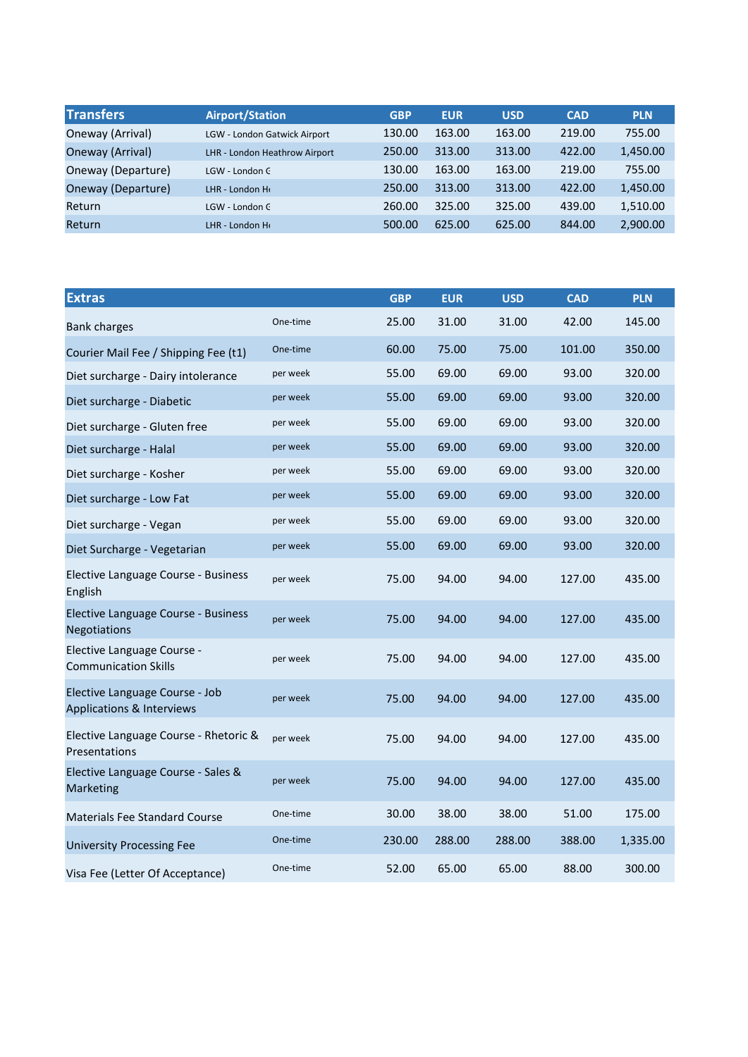| Transfers | Airport/Station | GBP | EUR | USD | CAD | PLN |
|---|---|---|---|---|---|---|
| Oneway (Arrival) | LGW - London Gatwick Airport | 130.00 | 163.00 | 163.00 | 219.00 | 755.00 |
| Oneway (Arrival) | LHR - London Heathrow Airport | 250.00 | 313.00 | 313.00 | 422.00 | 1,450.00 |
| Oneway (Departure) | LGW - London G | 130.00 | 163.00 | 163.00 | 219.00 | 755.00 |
| Oneway (Departure) | LHR - London H | 250.00 | 313.00 | 313.00 | 422.00 | 1,450.00 |
| Return | LGW - London G | 260.00 | 325.00 | 325.00 | 439.00 | 1,510.00 |
| Return | LHR - London H | 500.00 | 625.00 | 625.00 | 844.00 | 2,900.00 |

| Extras | | GBP | EUR | USD | CAD | PLN |
|---|---|---|---|---|---|---|
| Bank charges | One-time | 25.00 | 31.00 | 31.00 | 42.00 | 145.00 |
| Courier Mail Fee / Shipping Fee (t1) | One-time | 60.00 | 75.00 | 75.00 | 101.00 | 350.00 |
| Diet surcharge - Dairy intolerance | per week | 55.00 | 69.00 | 69.00 | 93.00 | 320.00 |
| Diet surcharge - Diabetic | per week | 55.00 | 69.00 | 69.00 | 93.00 | 320.00 |
| Diet surcharge - Gluten free | per week | 55.00 | 69.00 | 69.00 | 93.00 | 320.00 |
| Diet surcharge - Halal | per week | 55.00 | 69.00 | 69.00 | 93.00 | 320.00 |
| Diet surcharge - Kosher | per week | 55.00 | 69.00 | 69.00 | 93.00 | 320.00 |
| Diet surcharge - Low Fat | per week | 55.00 | 69.00 | 69.00 | 93.00 | 320.00 |
| Diet surcharge - Vegan | per week | 55.00 | 69.00 | 69.00 | 93.00 | 320.00 |
| Diet Surcharge - Vegetarian | per week | 55.00 | 69.00 | 69.00 | 93.00 | 320.00 |
| Elective Language Course - Business English | per week | 75.00 | 94.00 | 94.00 | 127.00 | 435.00 |
| Elective Language Course - Business Negotiations | per week | 75.00 | 94.00 | 94.00 | 127.00 | 435.00 |
| Elective Language Course - Communication Skills | per week | 75.00 | 94.00 | 94.00 | 127.00 | 435.00 |
| Elective Language Course - Job Applications & Interviews | per week | 75.00 | 94.00 | 94.00 | 127.00 | 435.00 |
| Elective Language Course - Rhetoric & Presentations | per week | 75.00 | 94.00 | 94.00 | 127.00 | 435.00 |
| Elective Language Course - Sales & Marketing | per week | 75.00 | 94.00 | 94.00 | 127.00 | 435.00 |
| Materials Fee Standard Course | One-time | 30.00 | 38.00 | 38.00 | 51.00 | 175.00 |
| University Processing Fee | One-time | 230.00 | 288.00 | 288.00 | 388.00 | 1,335.00 |
| Visa Fee (Letter Of Acceptance) | One-time | 52.00 | 65.00 | 65.00 | 88.00 | 300.00 |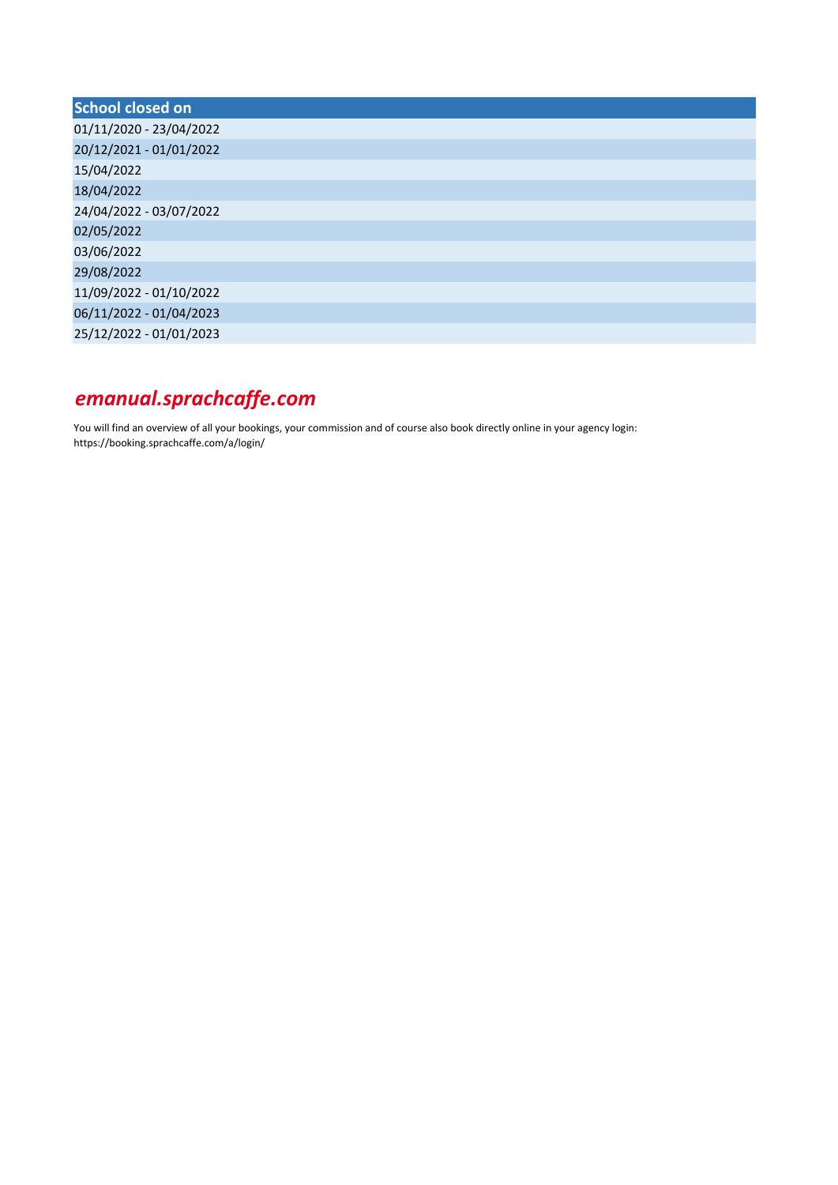| School closed on |
| --- |
| 01/11/2020 - 23/04/2022 |
| 20/12/2021 - 01/01/2022 |
| 15/04/2022 |
| 18/04/2022 |
| 24/04/2022 - 03/07/2022 |
| 02/05/2022 |
| 03/06/2022 |
| 29/08/2022 |
| 11/09/2022 - 01/10/2022 |
| 06/11/2022 - 01/04/2023 |
| 25/12/2022 - 01/01/2023 |

## *emanual.sprachcaffe.com*

You will find an overview of all your bookings, your commission and of course also book directly online in your agency login:
https://booking.sprachcaffe.com/a/login/